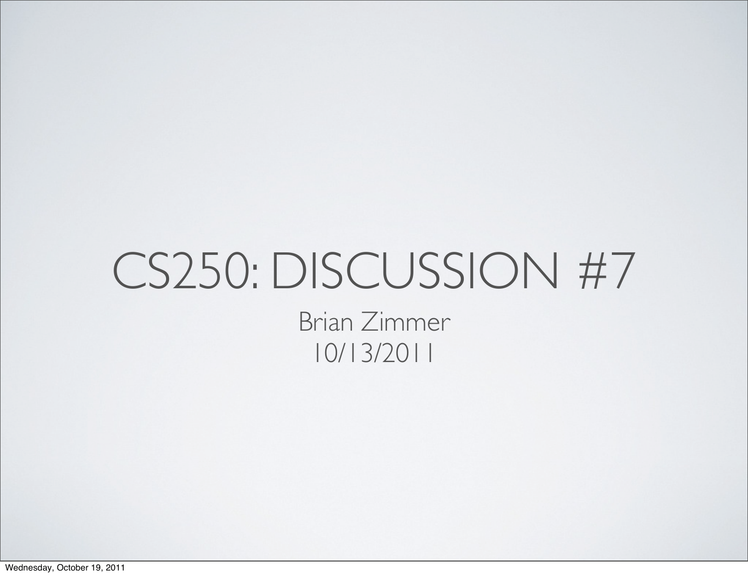# CS250: DISCUSSION #7

Brian Zimmer

10/13/2011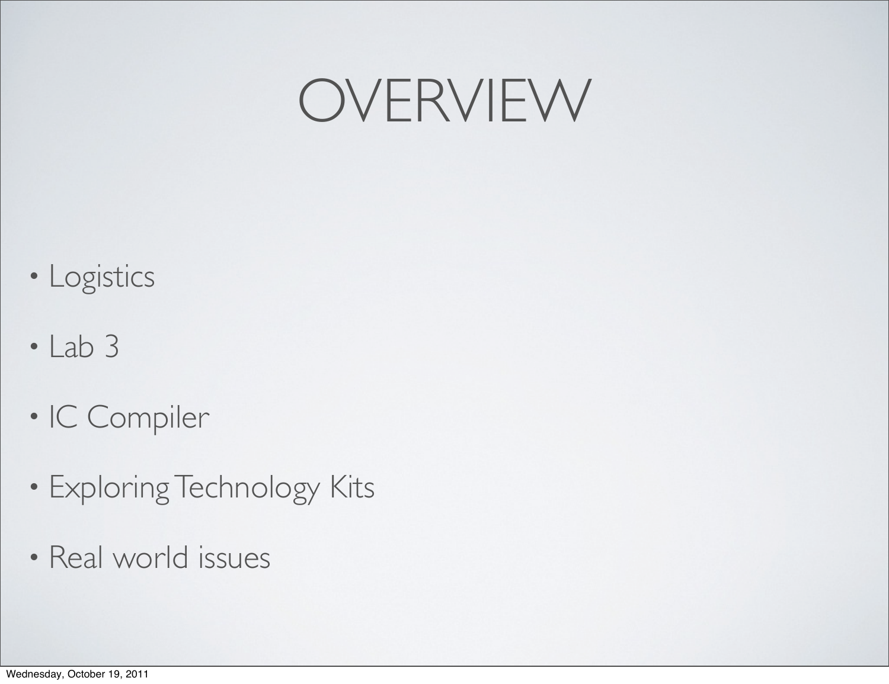# OVERVIEW

- Logistics
- Lab 3
- IC Compiler
- Exploring Technology Kits
- Real world issues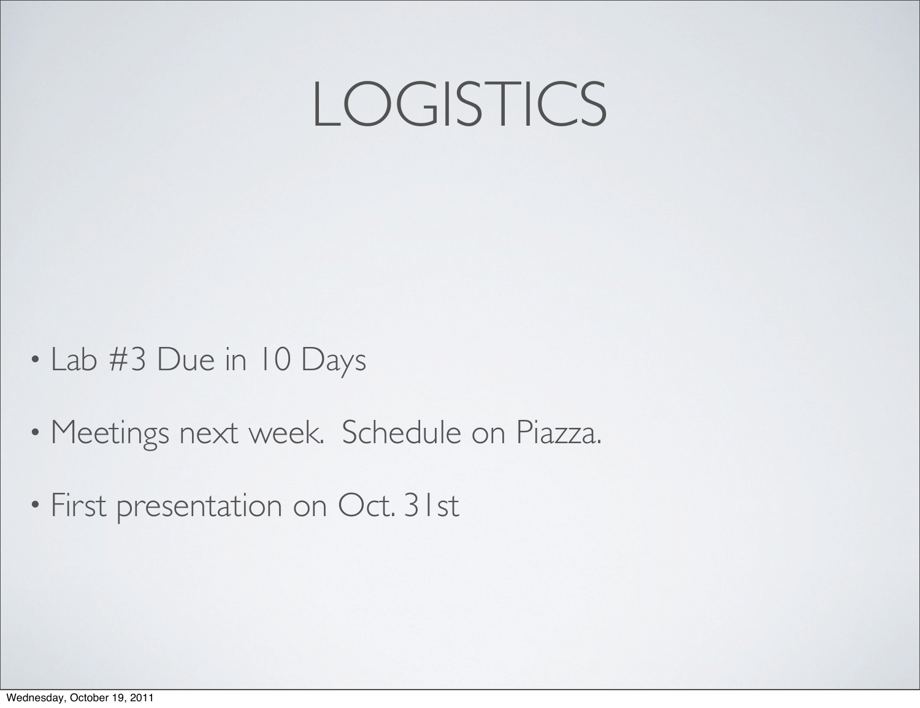# LOGISTICS

- Lab #3 Due in 10 Days
- Meetings next week. Schedule on Piazza.
- First presentation on Oct. 31st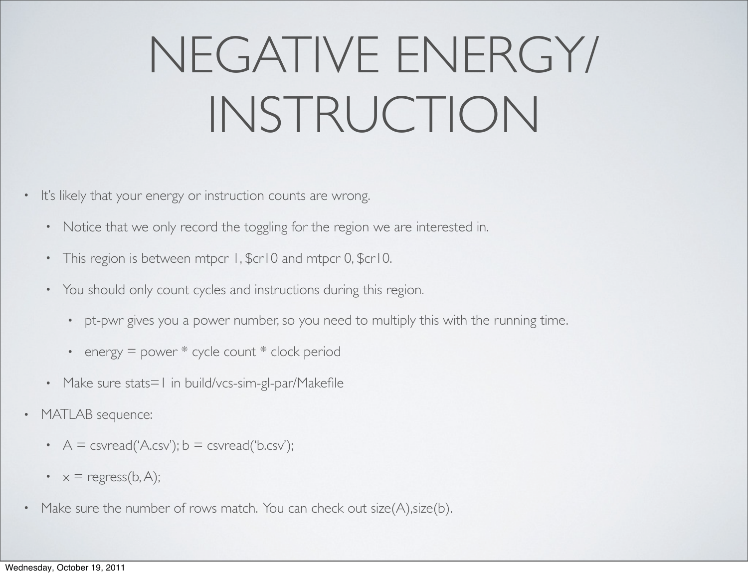# NEGATIVE ENERGY/ INSTRUCTION

- It's likely that your energy or instruction counts are wrong.
  - Notice that we only record the toggling for the region we are interested in.
  - This region is between mtpcr 1, $cr10 and mtpcr 0, $cr10.
  - You should only count cycles and instructions during this region.
    - pt-pwr gives you a power number, so you need to multiply this with the running time.
    - energy = power * cycle count * clock period
  - Make sure stats=1 in build/vcs-sim-gl-par/Makefile
- MATLAB sequence:
  - A = csvread('A.csv'); b = csvread('b.csv');
  - x = regress(b, A);
- Make sure the number of rows match. You can check out size(A),size(b).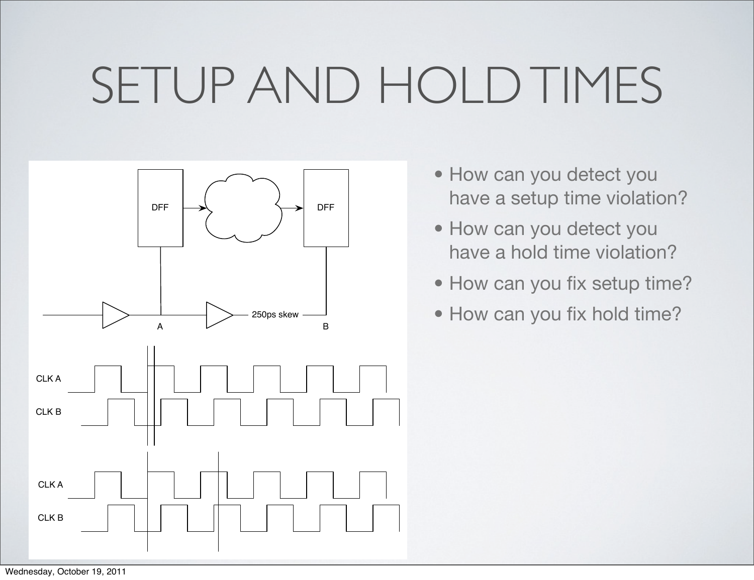# SETUP AND HOLD TIMES

- How can you detect you have a setup time violation?
- How can you detect you have a hold time violation?
- How can you fix setup time?
- How can you fix hold time?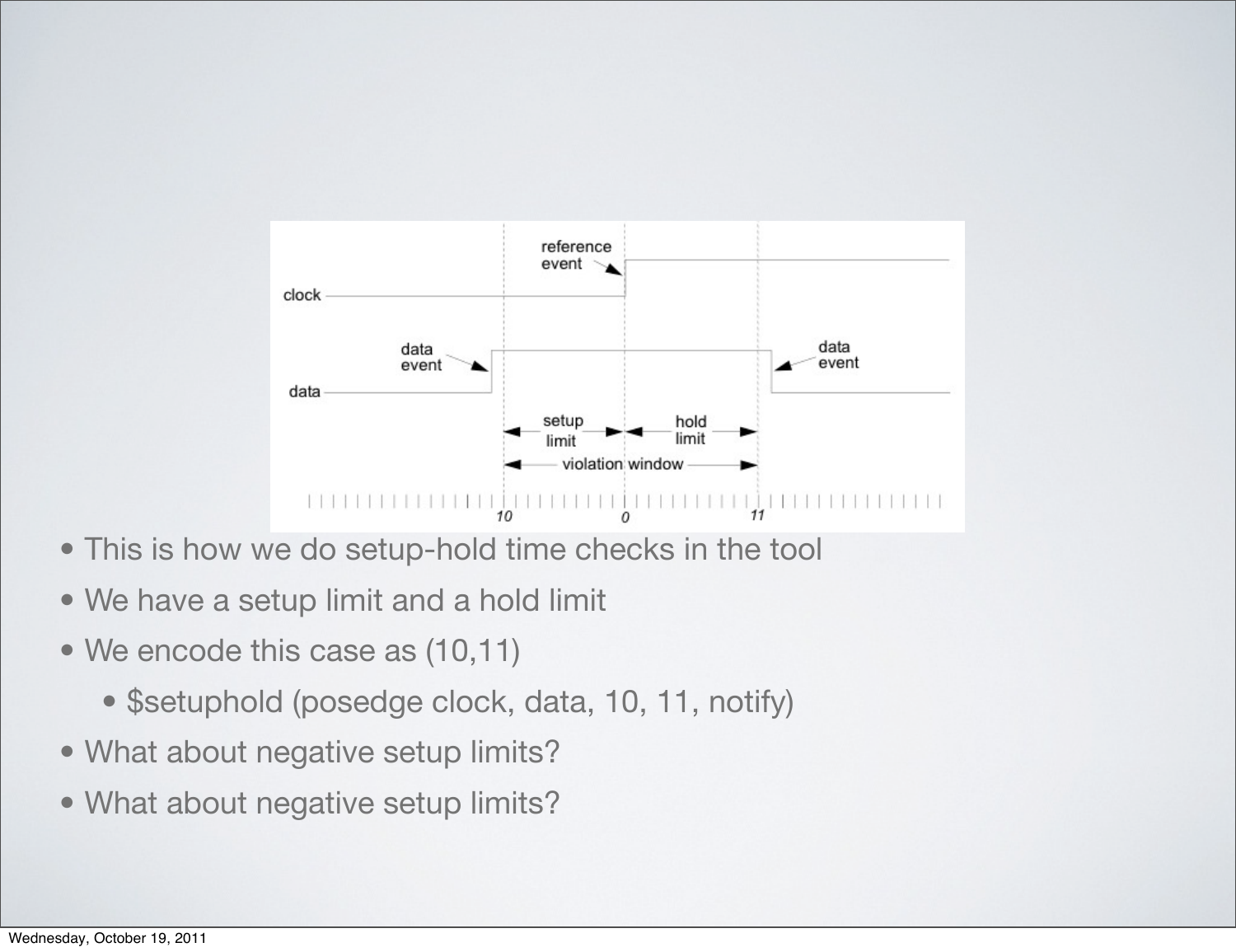- This is how we do setup-hold time checks in the tool
- We have a setup limit and a hold limit
- We encode this case as (10,11)
  - $setuphold (posedge clock, data, 10, 11, notify)
- What about negative setup limits?
- What about negative setup limits?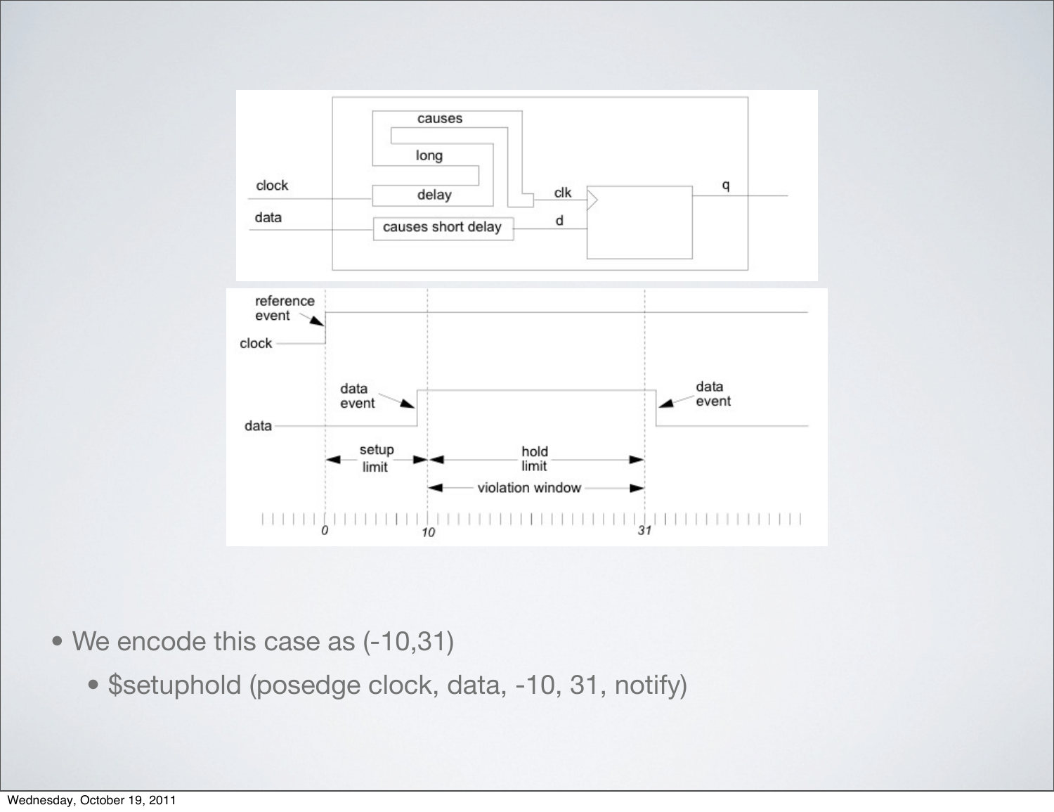- We encode this case as (-10,31)
  - $setuphold (posedge clock, data, -10, 31, notify)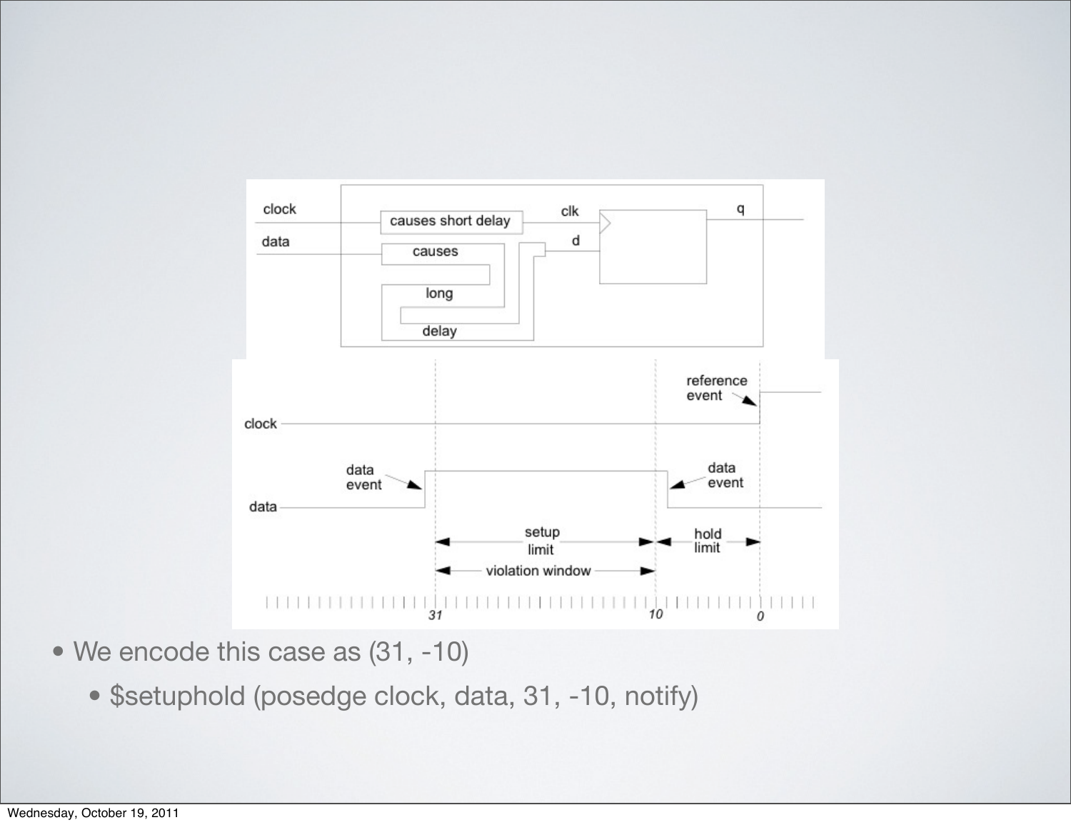- We encode this case as (31, -10)
  - $setuphold (posedge clock, data, 31, -10, notify)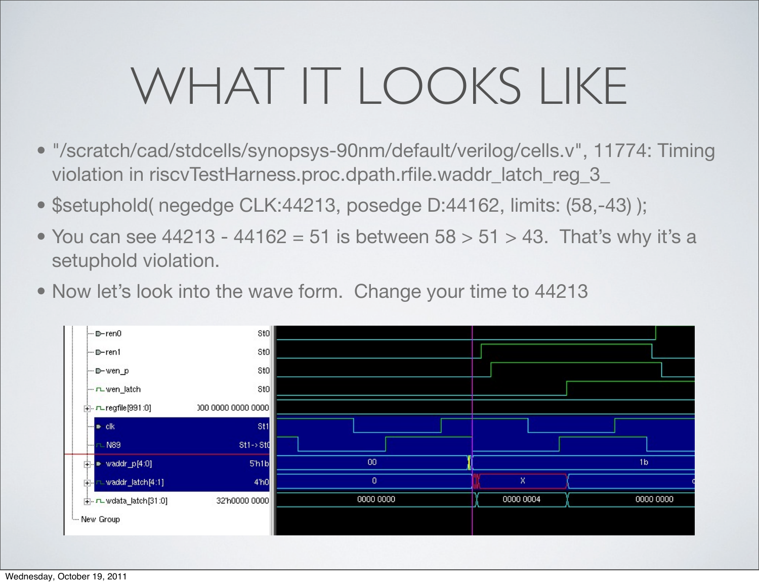# WHAT IT LOOKS LIKE

- "/scratch/cad/stdcells/synopsys-90nm/default/verilog/cells.v", 11774: Timing violation in riscvTestHarness.proc.dpath.rfile.waddr_latch_reg_3_
- $setuphold( negedge CLK:44213, posedge D:44162, limits: (58,-43) );
- You can see 44213 - 44162 = 51 is between 58 > 51 > 43. That's why it's a setuphold violation.
- Now let's look into the wave form. Change your time to 44213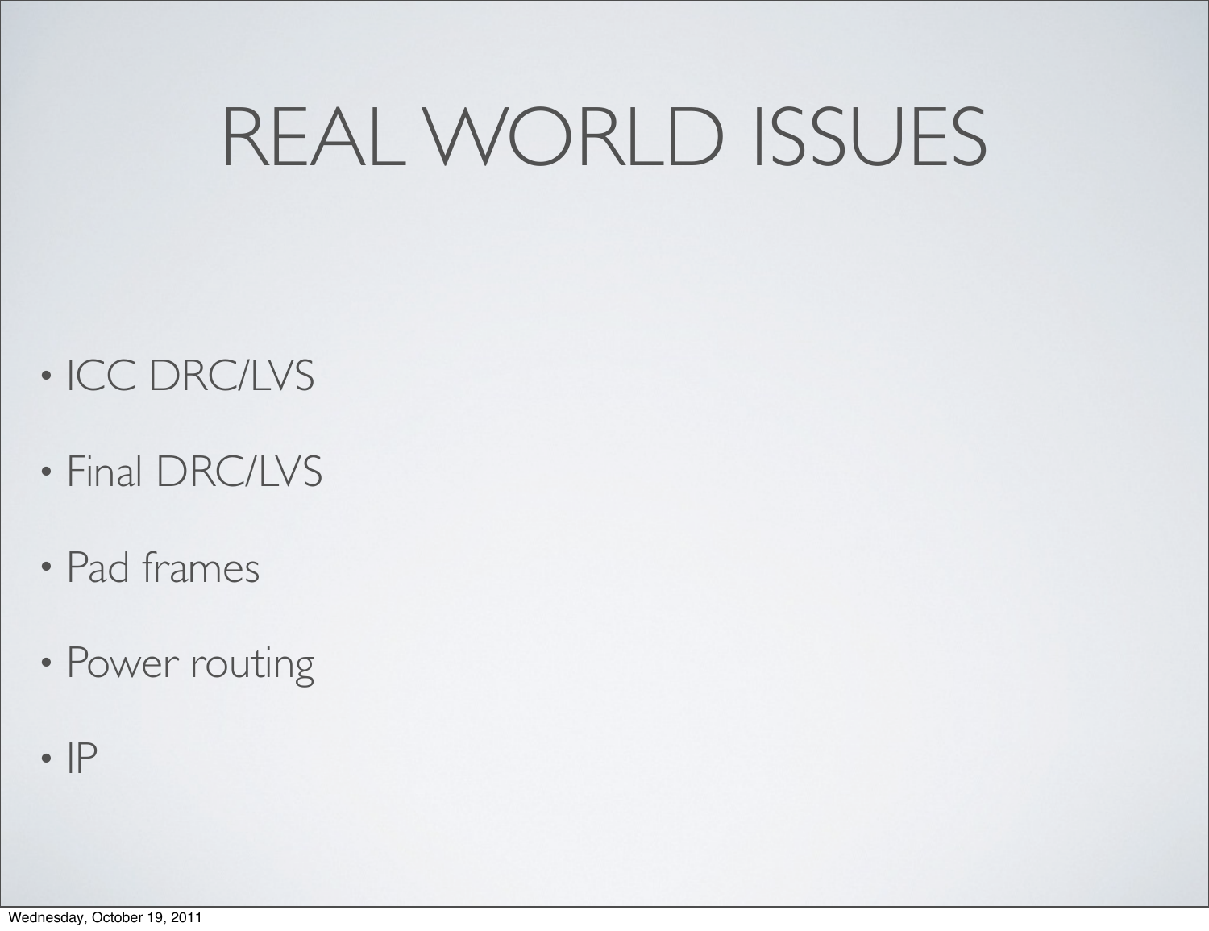# REAL WORLD ISSUES

- ICC DRC/LVS
- Final DRC/LVS
- Pad frames
- Power routing
- IP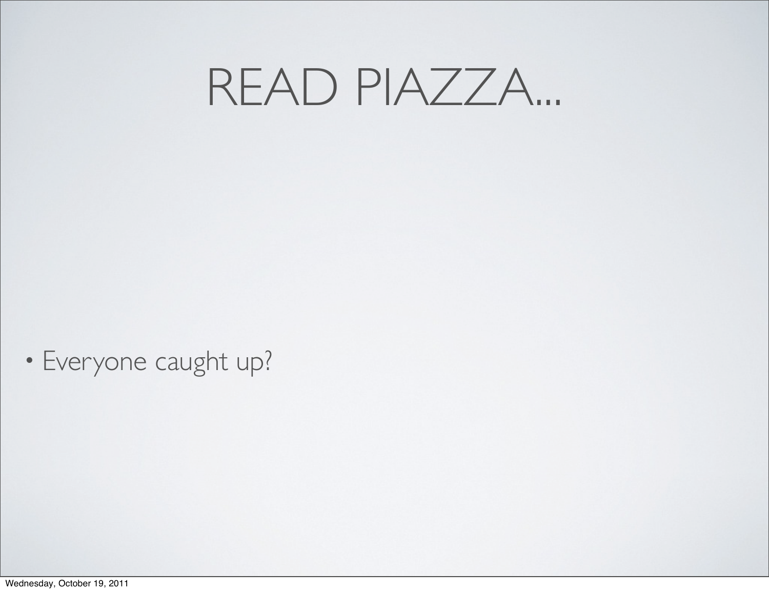# READ PIAZZA...

- Everyone caught up?